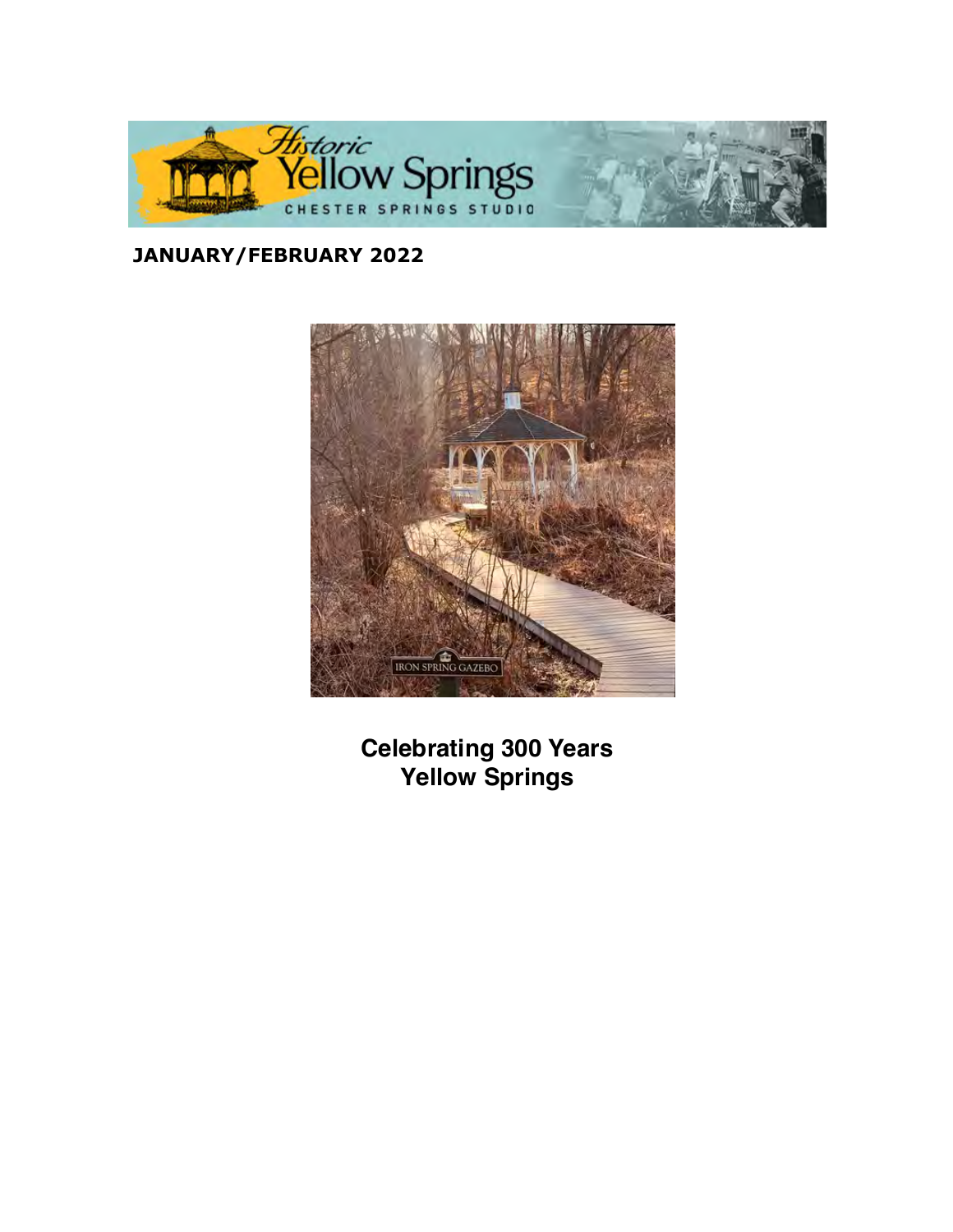**JANUARY/FEBRUARY 2022**

## Celebrating 300 Years
## Yellow Springs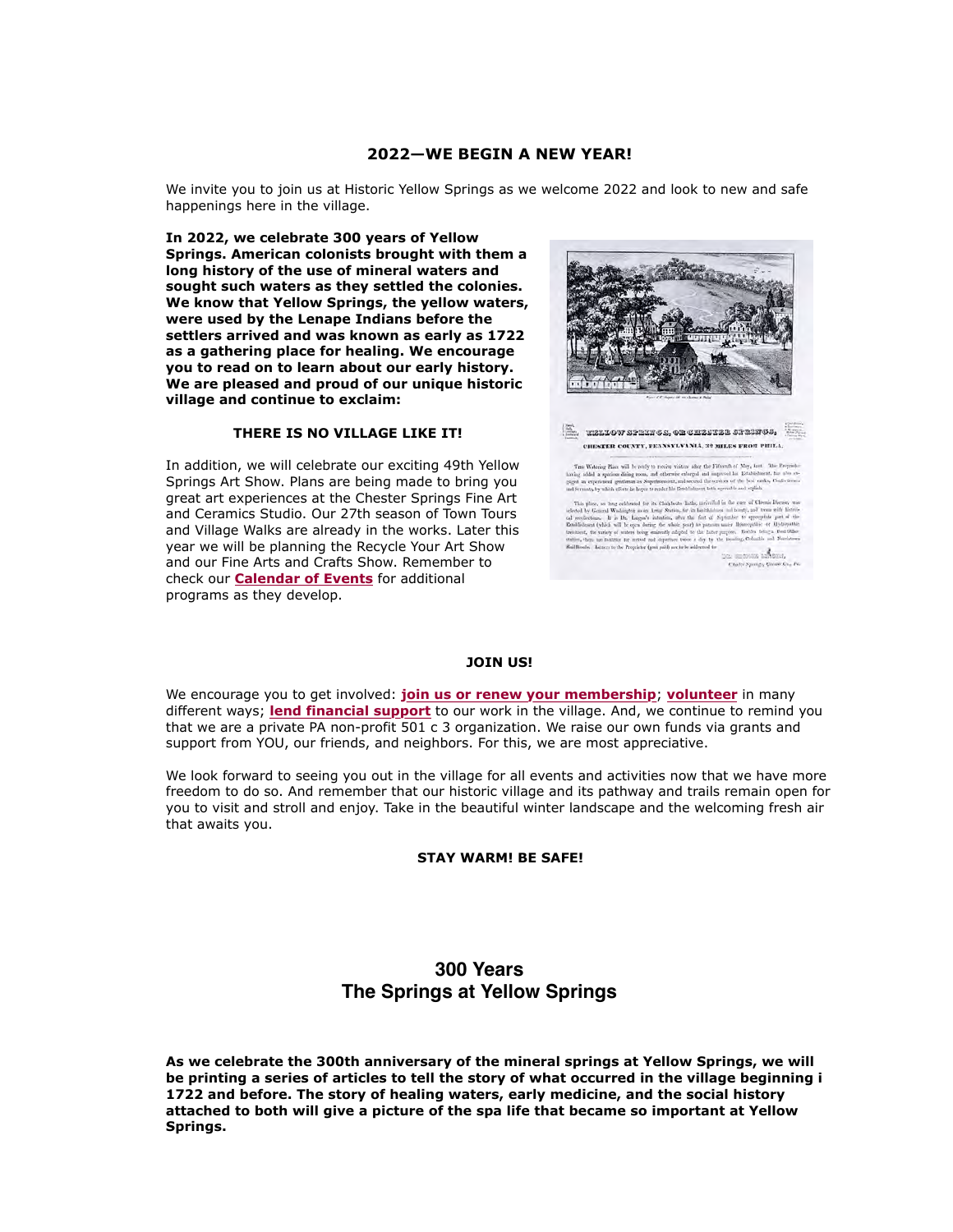## 2022—WE BEGIN A NEW YEAR!

We invite you to join us at Historic Yellow Springs as we welcome 2022 and look to new and safe happenings here in the village.

**In 2022, we celebrate 300 years of Yellow Springs. American colonists brought with them a long history of the use of mineral waters and sought such waters as they settled the colonies. We know that Yellow Springs, the yellow waters, were used by the Lenape Indians before the settlers arrived and was known as early as 1722 as a gathering place for healing. We encourage you to read on to learn about our early history. We are pleased and proud of our unique historic village and continue to exclaim:**

**THERE IS NO VILLAGE LIKE IT!**

In addition, we will celebrate our exciting 49th Yellow Springs Art Show. Plans are being made to bring you great art experiences at the Chester Springs Fine Art and Ceramics Studio. Our 27th season of Town Tours and Village Walks are already in the works. Later this year we will be planning the Recycle Your Art Show and our Fine Arts and Crafts Show. Remember to check our **Calendar of Events** for additional programs as they develop.

**JOIN US!**

We encourage you to get involved: **join us or renew your membership**; **volunteer** in many different ways; **lend financial support** to our work in the village. And, we continue to remind you that we are a private PA non-profit 501 c 3 organization. We raise our own funds via grants and support from YOU, our friends, and neighbors. For this, we are most appreciative.

We look forward to seeing you out in the village for all events and activities now that we have more freedom to do so. And remember that our historic village and its pathway and trails remain open for you to visit and stroll and enjoy. Take in the beautiful winter landscape and the welcoming fresh air that awaits you.

**STAY WARM! BE SAFE!**

## 300 Years
## The Springs at Yellow Springs

**As we celebrate the 300th anniversary of the mineral springs at Yellow Springs, we will be printing a series of articles to tell the story of what occurred in the village beginning i 1722 and before. The story of healing waters, early medicine, and the social history attached to both will give a picture of the spa life that became so important at Yellow Springs.**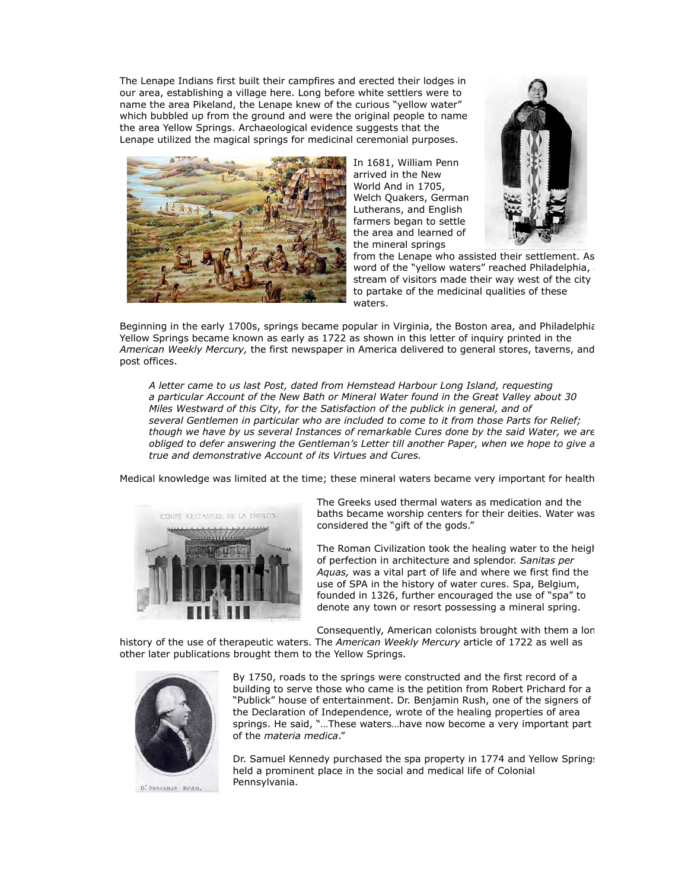The Lenape Indians first built their campfires and erected their lodges in our area, establishing a village here. Long before white settlers were to name the area Pikeland, the Lenape knew of the curious "yellow water" which bubbled up from the ground and were the original people to name the area Yellow Springs. Archaeological evidence suggests that the Lenape utilized the magical springs for medicinal ceremonial purposes.

In 1681, William Penn arrived in the New World And in 1705, Welch Quakers, German Lutherans, and English farmers began to settle the area and learned of the mineral springs from the Lenape who assisted their settlement. As word of the "yellow waters" reached Philadelphia, a stream of visitors made their way west of the city to partake of the medicinal qualities of these waters.

Beginning in the early 1700s, springs became popular in Virginia, the Boston area, and Philadelphia. Yellow Springs became known as early as 1722 as shown in this letter of inquiry printed in the *American Weekly Mercury,* the first newspaper in America delivered to general stores, taverns, and post offices.

> *A letter came to us last Post, dated from Hemstead Harbour Long Island, requesting a particular Account of the New Bath or Mineral Water found in the Great Valley about 30 Miles Westward of this City, for the Satisfaction of the publick in general, and of several Gentlemen in particular who are included to come to it from those Parts for Relief; though we have by us several Instances of remarkable Cures done by the said Water, we are obliged to defer answering the Gentleman's Letter till another Paper, when we hope to give a true and demonstrative Account of its Virtues and Cures.*

Medical knowledge was limited at the time; these mineral waters became very important for health.

COUPE RESTAUREE DE LA THOLOS

The Greeks used thermal waters as medication and the baths became worship centers for their deities. Water was considered the "gift of the gods."

The Roman Civilization took the healing water to the height of perfection in architecture and splendor. *Sanitas per Aquas,* was a vital part of life and where we first find the use of SPA in the history of water cures. Spa, Belgium, founded in 1326, further encouraged the use of "spa" to denote any town or resort possessing a mineral spring.

Consequently, American colonists brought with them a long history of the use of therapeutic waters. The *American Weekly Mercury* article of 1722 as well as other later publications brought them to the Yellow Springs.

D.r Benjaman Rush.

By 1750, roads to the springs were constructed and the first record of a building to serve those who came is the petition from Robert Prichard for a "Publick" house of entertainment. Dr. Benjamin Rush, one of the signers of the Declaration of Independence, wrote of the healing properties of area springs. He said, "…These waters…have now become a very important part of the *materia medica*."

Dr. Samuel Kennedy purchased the spa property in 1774 and Yellow Springs held a prominent place in the social and medical life of Colonial Pennsylvania.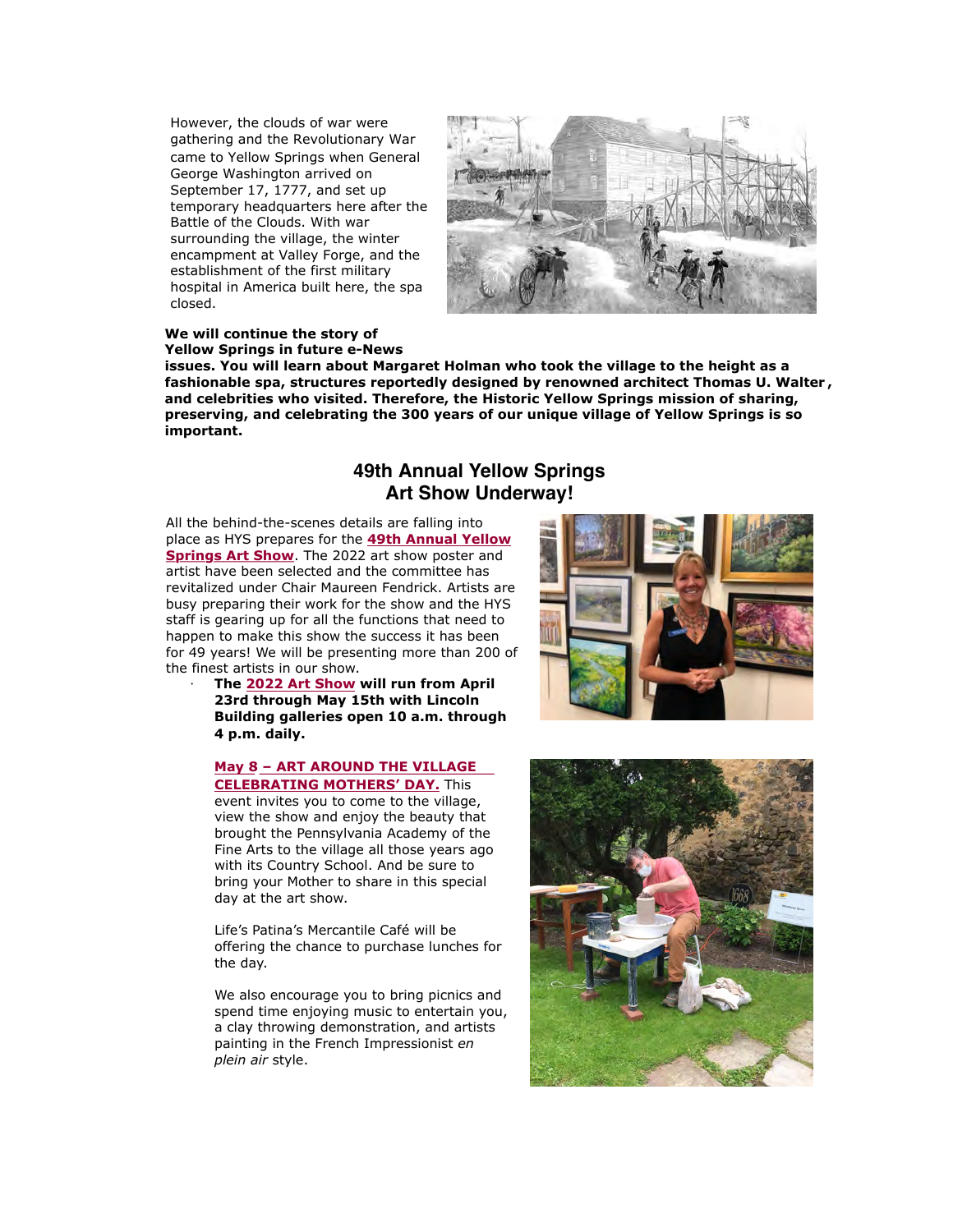However, the clouds of war were gathering and the Revolutionary War came to Yellow Springs when General George Washington arrived on September 17, 1777, and set up temporary headquarters here after the Battle of the Clouds. With war surrounding the village, the winter encampment at Valley Forge, and the establishment of the first military hospital in America built here, the spa closed.

**We will continue the story of Yellow Springs in future e-News issues. You will learn about Margaret Holman who took the village to the height as a fashionable spa, structures reportedly designed by renowned architect Thomas U. Walter, and celebrities who visited. Therefore, the Historic Yellow Springs mission of sharing, preserving, and celebrating the 300 years of our unique village of Yellow Springs is so important.**

## 49th Annual Yellow Springs Art Show Underway!

All the behind-the-scenes details are falling into place as HYS prepares for the **49th Annual Yellow Springs Art Show**. The 2022 art show poster and artist have been selected and the committee has revitalized under Chair Maureen Fendrick. Artists are busy preparing their work for the show and the HYS staff is gearing up for all the functions that need to happen to make this show the success it has been for 49 years! We will be presenting more than 200 of the finest artists in our show.

- **The 2022 Art Show will run from April 23rd through May 15th with Lincoln Building galleries open 10 a.m. through 4 p.m. daily.**

**May 8 – ART AROUND THE VILLAGE CELEBRATING MOTHERS' DAY.** This event invites you to come to the village, view the show and enjoy the beauty that brought the Pennsylvania Academy of the Fine Arts to the village all those years ago with its Country School. And be sure to bring your Mother to share in this special day at the art show.

Life's Patina's Mercantile Café will be offering the chance to purchase lunches for the day.

We also encourage you to bring picnics and spend time enjoying music to entertain you, a clay throwing demonstration, and artists painting in the French Impressionist *en plein air* style.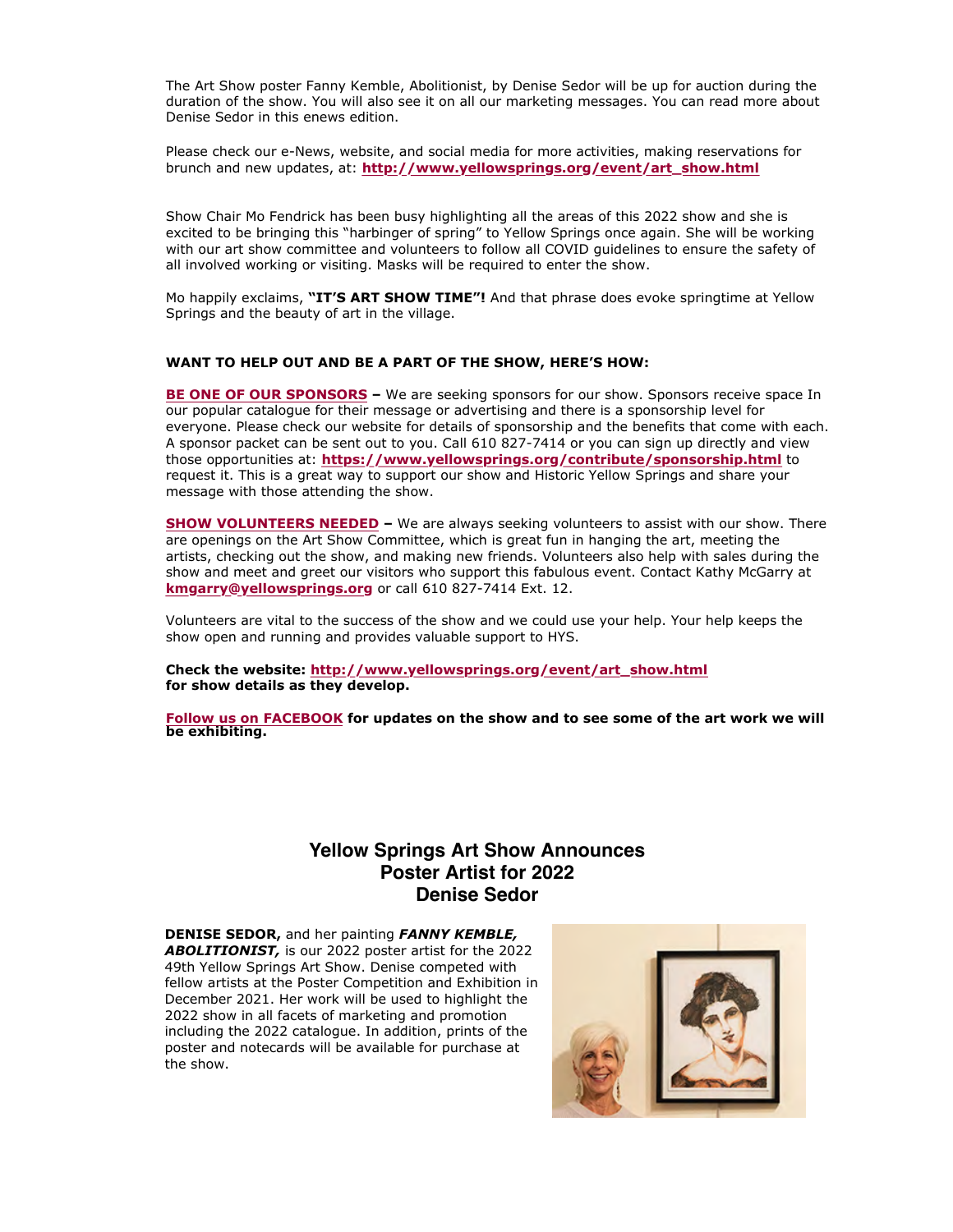The Art Show poster Fanny Kemble, Abolitionist, by Denise Sedor will be up for auction during the duration of the show. You will also see it on all our marketing messages. You can read more about Denise Sedor in this enews edition.

Please check our e-News, website, and social media for more activities, making reservations for brunch and new updates, at: **http://www.yellowsprings.org/event/art_show.html**

Show Chair Mo Fendrick has been busy highlighting all the areas of this 2022 show and she is excited to be bringing this "harbinger of spring" to Yellow Springs once again. She will be working with our art show committee and volunteers to follow all COVID guidelines to ensure the safety of all involved working or visiting. Masks will be required to enter the show.

Mo happily exclaims, **"IT'S ART SHOW TIME"!** And that phrase does evoke springtime at Yellow Springs and the beauty of art in the village.

**WANT TO HELP OUT AND BE A PART OF THE SHOW, HERE'S HOW:**

**BE ONE OF OUR SPONSORS –** We are seeking sponsors for our show. Sponsors receive space In our popular catalogue for their message or advertising and there is a sponsorship level for everyone. Please check our website for details of sponsorship and the benefits that come with each. A sponsor packet can be sent out to you. Call 610 827-7414 or you can sign up directly and view those opportunities at: **https://www.yellowsprings.org/contribute/sponsorship.html** to request it. This is a great way to support our show and Historic Yellow Springs and share your message with those attending the show.

**SHOW VOLUNTEERS NEEDED –** We are always seeking volunteers to assist with our show. There are openings on the Art Show Committee, which is great fun in hanging the art, meeting the artists, checking out the show, and making new friends. Volunteers also help with sales during the show and meet and greet our visitors who support this fabulous event. Contact Kathy McGarry at **kmgarry@yellowsprings.org** or call 610 827-7414 Ext. 12.

Volunteers are vital to the success of the show and we could use your help. Your help keeps the show open and running and provides valuable support to HYS.

**Check the website: http://www.yellowsprings.org/event/art_show.html for show details as they develop.**

**Follow us on FACEBOOK for updates on the show and to see some of the art work we will be exhibiting.**

## Yellow Springs Art Show Announces Poster Artist for 2022 Denise Sedor

**DENISE SEDOR,** and her painting ***FANNY KEMBLE, ABOLITIONIST,*** is our 2022 poster artist for the 2022 49th Yellow Springs Art Show. Denise competed with fellow artists at the Poster Competition and Exhibition in December 2021. Her work will be used to highlight the 2022 show in all facets of marketing and promotion including the 2022 catalogue. In addition, prints of the poster and notecards will be available for purchase at the show.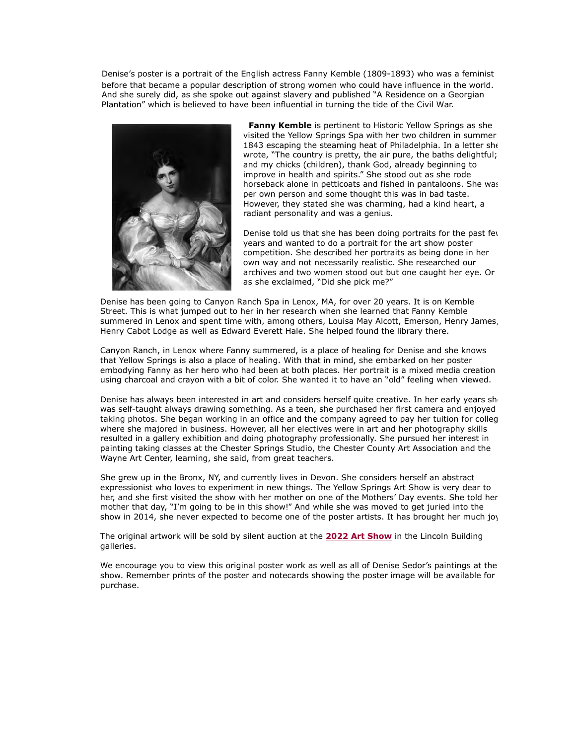Denise's poster is a portrait of the English actress Fanny Kemble (1809-1893) who was a feminist before that became a popular description of strong women who could have influence in the world. And she surely did, as she spoke out against slavery and published "A Residence on a Georgian Plantation" which is believed to have been influential in turning the tide of the Civil War.

**Fanny Kemble** is pertinent to Historic Yellow Springs as she visited the Yellow Springs Spa with her two children in summer 1843 escaping the steaming heat of Philadelphia. In a letter she wrote, "The country is pretty, the air pure, the baths delightful; and my chicks (children), thank God, already beginning to improve in health and spirits." She stood out as she rode horseback alone in petticoats and fished in pantaloons. She was per own person and some thought this was in bad taste. However, they stated she was charming, had a kind heart, a radiant personality and was a genius.

Denise told us that she has been doing portraits for the past few years and wanted to do a portrait for the art show poster competition. She described her portraits as being done in her own way and not necessarily realistic. She researched our archives and two women stood out but one caught her eye. Or as she exclaimed, "Did she pick me?"

Denise has been going to Canyon Ranch Spa in Lenox, MA, for over 20 years. It is on Kemble Street. This is what jumped out to her in her research when she learned that Fanny Kemble summered in Lenox and spent time with, among others, Louisa May Alcott, Emerson, Henry James, Henry Cabot Lodge as well as Edward Everett Hale. She helped found the library there.

Canyon Ranch, in Lenox where Fanny summered, is a place of healing for Denise and she knows that Yellow Springs is also a place of healing. With that in mind, she embarked on her poster embodying Fanny as her hero who had been at both places. Her portrait is a mixed media creation using charcoal and crayon with a bit of color. She wanted it to have an "old" feeling when viewed.

Denise has always been interested in art and considers herself quite creative. In her early years she was self-taught always drawing something. As a teen, she purchased her first camera and enjoyed taking photos. She began working in an office and the company agreed to pay her tuition for college where she majored in business. However, all her electives were in art and her photography skills resulted in a gallery exhibition and doing photography professionally. She pursued her interest in painting taking classes at the Chester Springs Studio, the Chester County Art Association and the Wayne Art Center, learning, she said, from great teachers.

She grew up in the Bronx, NY, and currently lives in Devon. She considers herself an abstract expressionist who loves to experiment in new things. The Yellow Springs Art Show is very dear to her, and she first visited the show with her mother on one of the Mothers' Day events. She told her mother that day, "I'm going to be in this show!" And while she was moved to get juried into the show in 2014, she never expected to become one of the poster artists. It has brought her much joy.

The original artwork will be sold by silent auction at the **2022 Art Show** in the Lincoln Building galleries.

We encourage you to view this original poster work as well as all of Denise Sedor's paintings at the show. Remember prints of the poster and notecards showing the poster image will be available for purchase.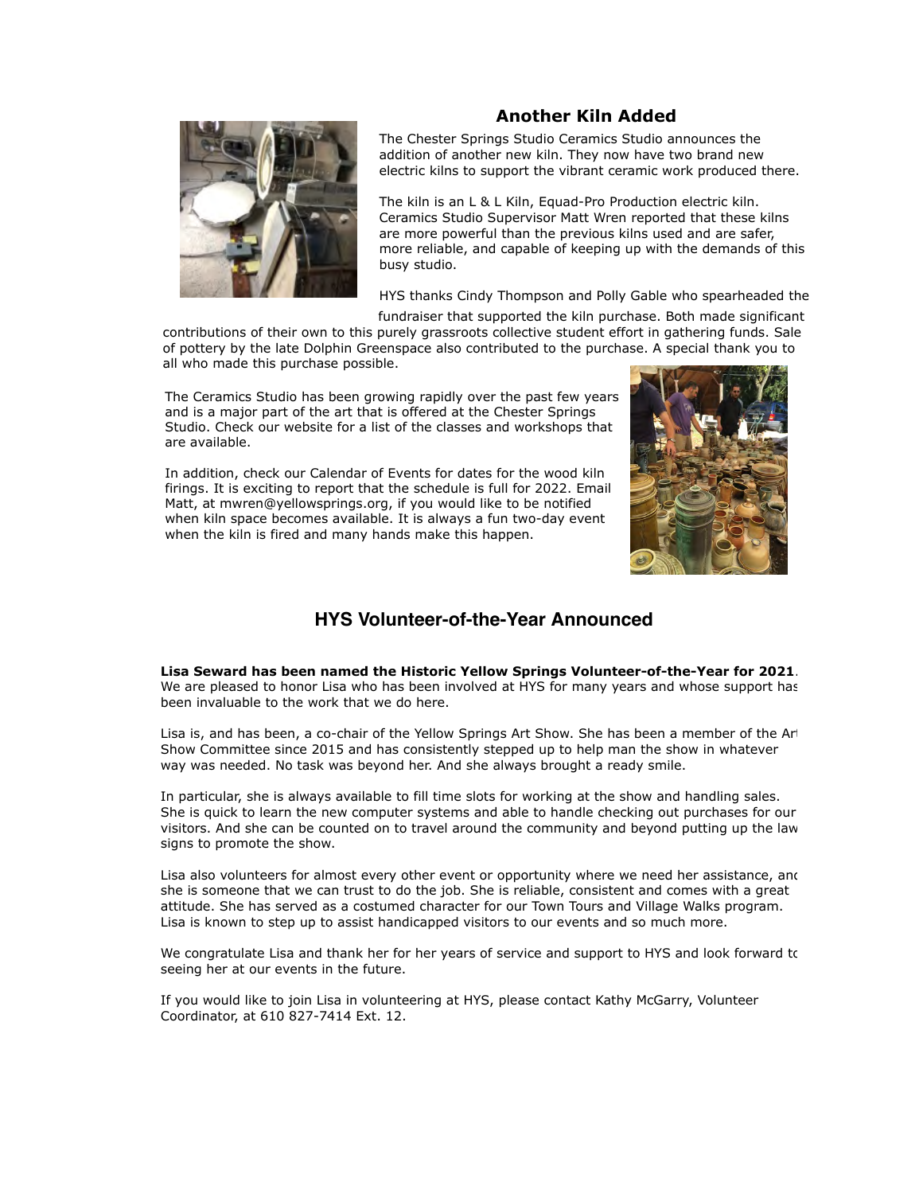## Another Kiln Added

The Chester Springs Studio Ceramics Studio announces the addition of another new kiln. They now have two brand new electric kilns to support the vibrant ceramic work produced there.

The kiln is an L & L Kiln, Equad-Pro Production electric kiln. Ceramics Studio Supervisor Matt Wren reported that these kilns are more powerful than the previous kilns used and are safer, more reliable, and capable of keeping up with the demands of this busy studio.

HYS thanks Cindy Thompson and Polly Gable who spearheaded the fundraiser that supported the kiln purchase. Both made significant contributions of their own to this purely grassroots collective student effort in gathering funds. Sale of pottery by the late Dolphin Greenspace also contributed to the purchase. A special thank you to all who made this purchase possible.

The Ceramics Studio has been growing rapidly over the past few years and is a major part of the art that is offered at the Chester Springs Studio. Check our website for a list of the classes and workshops that are available.

In addition, check our Calendar of Events for dates for the wood kiln firings. It is exciting to report that the schedule is full for 2022. Email Matt, at mwren@yellowsprings.org, if you would like to be notified when kiln space becomes available. It is always a fun two-day event when the kiln is fired and many hands make this happen.

## HYS Volunteer-of-the-Year Announced

**Lisa Seward has been named the Historic Yellow Springs Volunteer-of-the-Year for 2021**. We are pleased to honor Lisa who has been involved at HYS for many years and whose support has been invaluable to the work that we do here.

Lisa is, and has been, a co-chair of the Yellow Springs Art Show. She has been a member of the Art Show Committee since 2015 and has consistently stepped up to help man the show in whatever way was needed. No task was beyond her. And she always brought a ready smile.

In particular, she is always available to fill time slots for working at the show and handling sales. She is quick to learn the new computer systems and able to handle checking out purchases for our visitors. And she can be counted on to travel around the community and beyond putting up the lawn signs to promote the show.

Lisa also volunteers for almost every other event or opportunity where we need her assistance, and she is someone that we can trust to do the job. She is reliable, consistent and comes with a great attitude. She has served as a costumed character for our Town Tours and Village Walks program. Lisa is known to step up to assist handicapped visitors to our events and so much more.

We congratulate Lisa and thank her for her years of service and support to HYS and look forward to seeing her at our events in the future.

If you would like to join Lisa in volunteering at HYS, please contact Kathy McGarry, Volunteer Coordinator, at 610 827-7414 Ext. 12.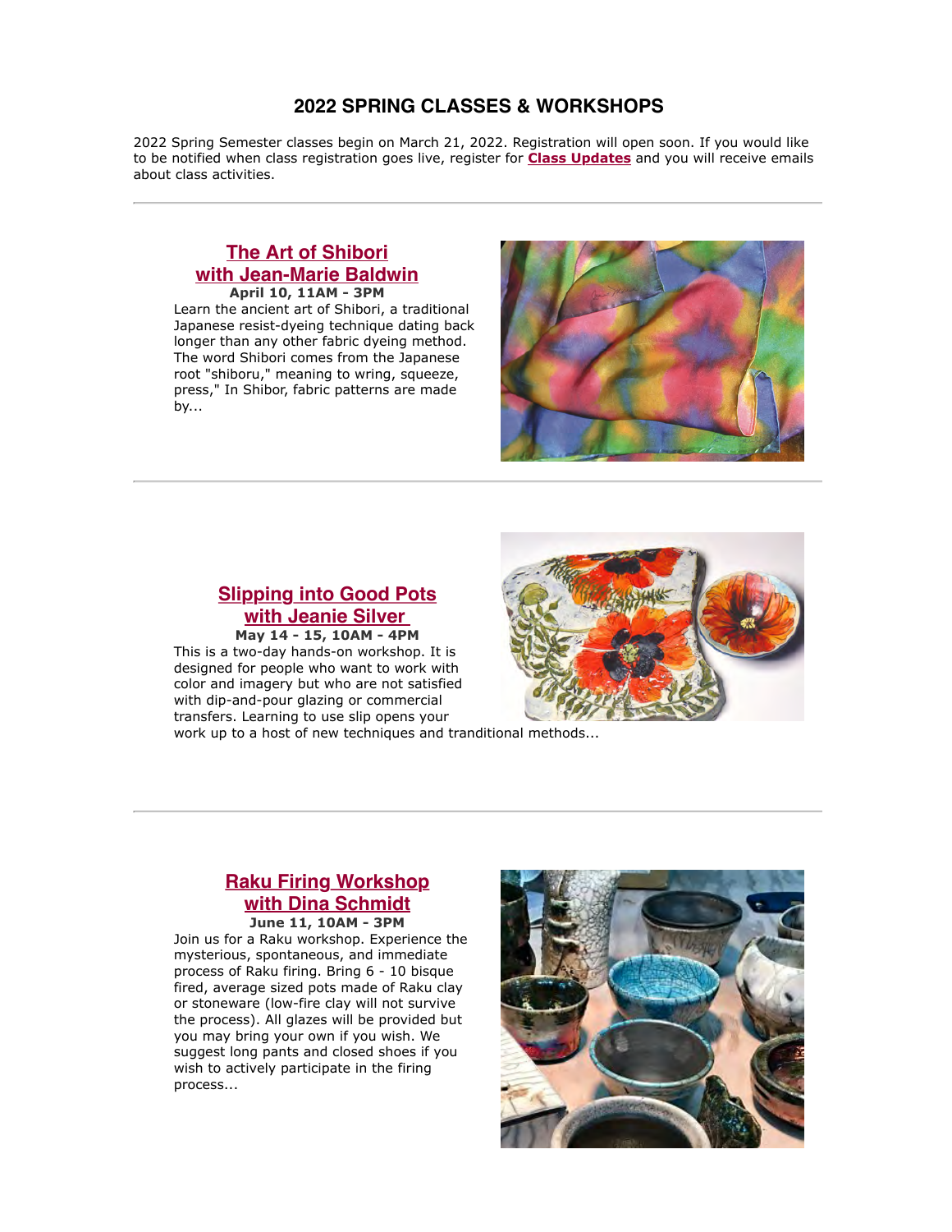# 2022 SPRING CLASSES & WORKSHOPS

2022 Spring Semester classes begin on March 21, 2022. Registration will open soon. If you would like to be notified when class registration goes live, register for **Class Updates** and you will receive emails about class activities.

---

## The Art of Shibori with Jean-Marie Baldwin

**April 10, 11AM - 3PM**

Learn the ancient art of Shibori, a traditional Japanese resist-dyeing technique dating back longer than any other fabric dyeing method. The word Shibori comes from the Japanese root "shiboru," meaning to wring, squeeze, press," In Shibor, fabric patterns are made by...

---

## Slipping into Good Pots with Jeanie Silver

**May 14 - 15, 10AM - 4PM**

This is a two-day hands-on workshop. It is designed for people who want to work with color and imagery but who are not satisfied with dip-and-pour glazing or commercial transfers. Learning to use slip opens your work up to a host of new techniques and tranditional methods...

---

## Raku Firing Workshop with Dina Schmidt

**June 11, 10AM - 3PM**

Join us for a Raku workshop. Experience the mysterious, spontaneous, and immediate process of Raku firing. Bring 6 - 10 bisque fired, average sized pots made of Raku clay or stoneware (low-fire clay will not survive the process). All glazes will be provided but you may bring your own if you wish. We suggest long pants and closed shoes if you wish to actively participate in the firing process...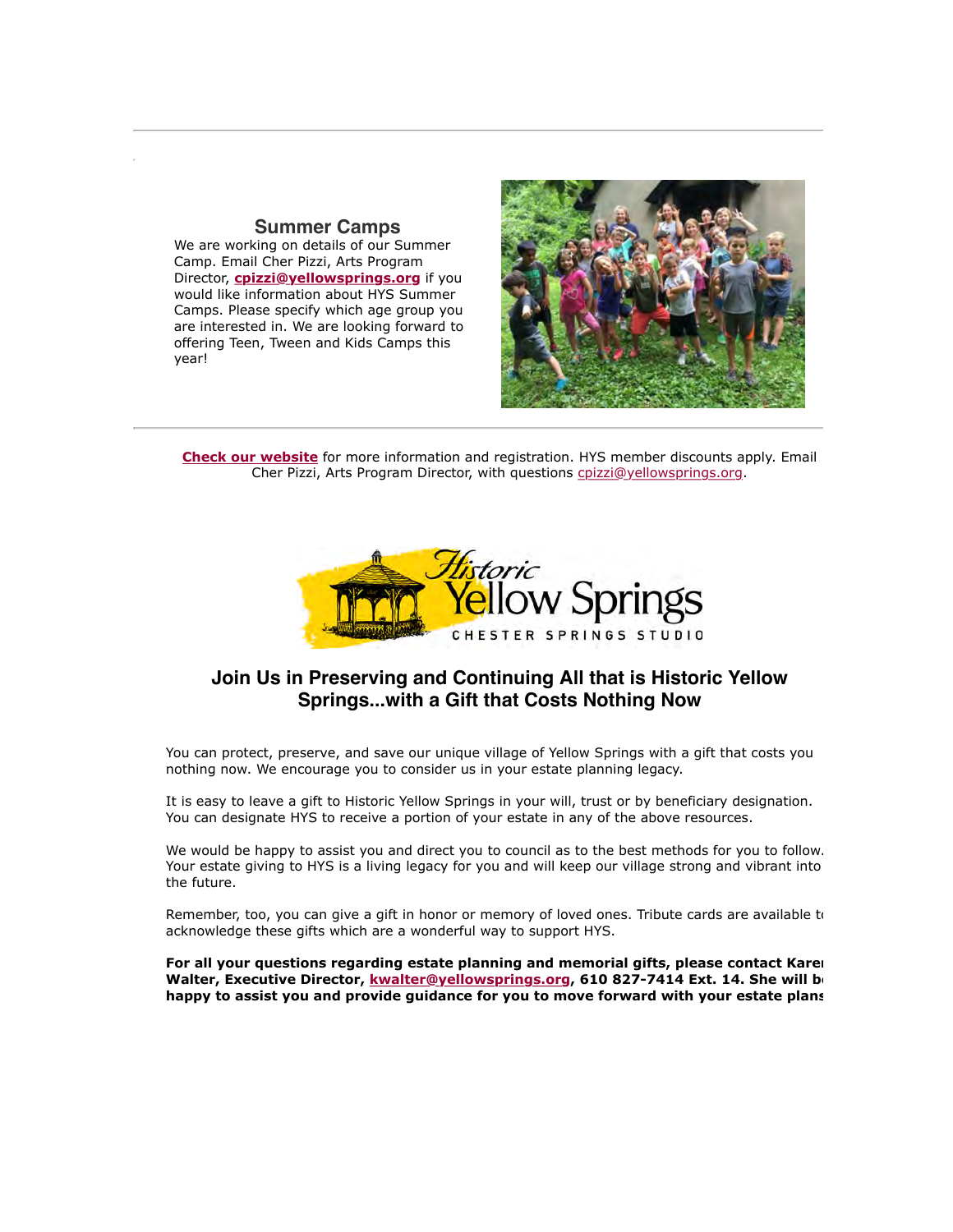## Summer Camps

We are working on details of our Summer Camp. Email Cher Pizzi, Arts Program Director, **cpizzi@yellowsprings.org** if you would like information about HYS Summer Camps. Please specify which age group you are interested in. We are looking forward to offering Teen, Tween and Kids Camps this year!

---

**Check our website** for more information and registration. HYS member discounts apply. Email Cher Pizzi, Arts Program Director, with questions cpizzi@yellowsprings.org.

Historic Yellow Springs
CHESTER SPRINGS STUDIO

## Join Us in Preserving and Continuing All that is Historic Yellow Springs...with a Gift that Costs Nothing Now

You can protect, preserve, and save our unique village of Yellow Springs with a gift that costs you nothing now. We encourage you to consider us in your estate planning legacy.

It is easy to leave a gift to Historic Yellow Springs in your will, trust or by beneficiary designation. You can designate HYS to receive a portion of your estate in any of the above resources.

We would be happy to assist you and direct you to council as to the best methods for you to follow. Your estate giving to HYS is a living legacy for you and will keep our village strong and vibrant into the future.

Remember, too, you can give a gift in honor or memory of loved ones. Tribute cards are available to acknowledge these gifts which are a wonderful way to support HYS.

**For all your questions regarding estate planning and memorial gifts, please contact Karen Walter, Executive Director, kwalter@yellowsprings.org, 610 827-7414 Ext. 14. She will be happy to assist you and provide guidance for you to move forward with your estate plans**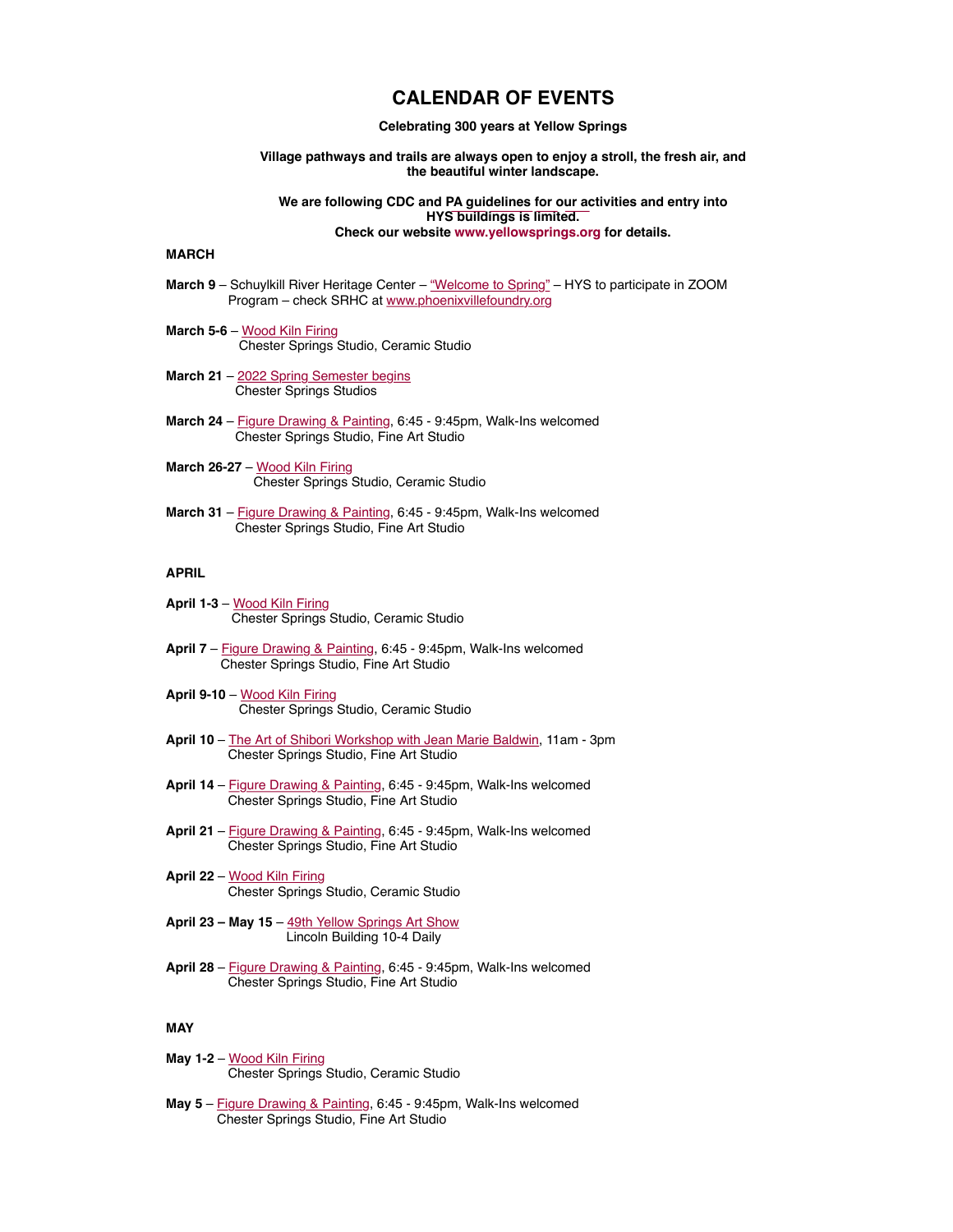# CALENDAR OF EVENTS

**Celebrating 300 years at Yellow Springs**

**Village pathways and trails are always open to enjoy a stroll, the fresh air, and the beautiful winter landscape.**

**We are following CDC and PA guidelines for our activities and entry into HYS buildings is limited.**
**Check our website www.yellowsprings.org for details.**

## MARCH

**March 9** – Schuylkill River Heritage Center – "Welcome to Spring" – HYS to participate in ZOOM Program – check SRHC at www.phoenixvillefoundry.org

**March 5-6** – Wood Kiln Firing
Chester Springs Studio, Ceramic Studio

**March 21** – 2022 Spring Semester begins
Chester Springs Studios

**March 24** – Figure Drawing & Painting, 6:45 - 9:45pm, Walk-Ins welcomed
Chester Springs Studio, Fine Art Studio

**March 26-27** – Wood Kiln Firing
Chester Springs Studio, Ceramic Studio

**March 31** – Figure Drawing & Painting, 6:45 - 9:45pm, Walk-Ins welcomed
Chester Springs Studio, Fine Art Studio

## APRIL

**April 1-3** – Wood Kiln Firing
Chester Springs Studio, Ceramic Studio

**April 7** – Figure Drawing & Painting, 6:45 - 9:45pm, Walk-Ins welcomed
Chester Springs Studio, Fine Art Studio

**April 9-10** – Wood Kiln Firing
Chester Springs Studio, Ceramic Studio

**April 10** – The Art of Shibori Workshop with Jean Marie Baldwin, 11am - 3pm
Chester Springs Studio, Fine Art Studio

**April 14** – Figure Drawing & Painting, 6:45 - 9:45pm, Walk-Ins welcomed
Chester Springs Studio, Fine Art Studio

**April 21** – Figure Drawing & Painting, 6:45 - 9:45pm, Walk-Ins welcomed
Chester Springs Studio, Fine Art Studio

**April 22** – Wood Kiln Firing
Chester Springs Studio, Ceramic Studio

**April 23 – May 15** – 49th Yellow Springs Art Show
Lincoln Building 10-4 Daily

**April 28** – Figure Drawing & Painting, 6:45 - 9:45pm, Walk-Ins welcomed
Chester Springs Studio, Fine Art Studio

## MAY

**May 1-2** – Wood Kiln Firing
Chester Springs Studio, Ceramic Studio

**May 5** – Figure Drawing & Painting, 6:45 - 9:45pm, Walk-Ins welcomed
Chester Springs Studio, Fine Art Studio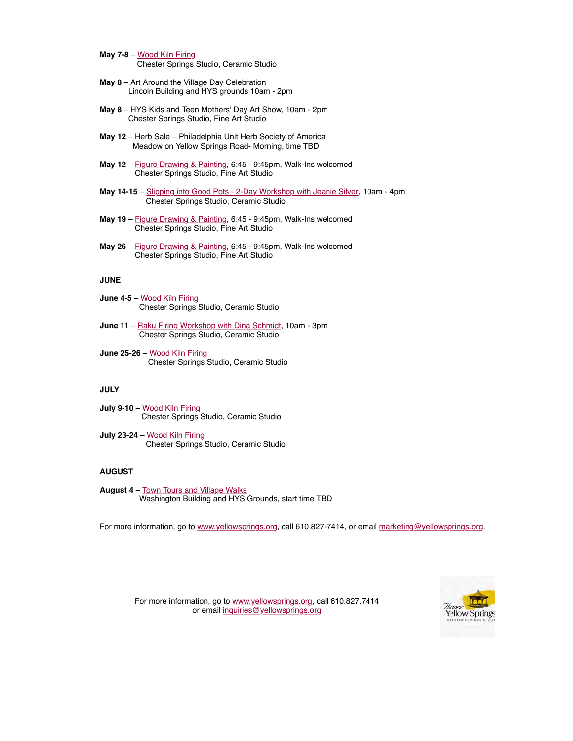**May 7-8** – Wood Kiln Firing
Chester Springs Studio, Ceramic Studio

**May 8** – Art Around the Village Day Celebration
Lincoln Building and HYS grounds 10am - 2pm

**May 8** – HYS Kids and Teen Mothers' Day Art Show, 10am - 2pm
Chester Springs Studio, Fine Art Studio

**May 12** – Herb Sale – Philadelphia Unit Herb Society of America
Meadow on Yellow Springs Road- Morning, time TBD

**May 12** – Figure Drawing & Painting, 6:45 - 9:45pm, Walk-Ins welcomed
Chester Springs Studio, Fine Art Studio

**May 14-15** – Slipping into Good Pots - 2-Day Workshop with Jeanie Silver, 10am - 4pm
Chester Springs Studio, Ceramic Studio

**May 19** – Figure Drawing & Painting, 6:45 - 9:45pm, Walk-Ins welcomed
Chester Springs Studio, Fine Art Studio

**May 26** – Figure Drawing & Painting, 6:45 - 9:45pm, Walk-Ins welcomed
Chester Springs Studio, Fine Art Studio

**JUNE**

**June 4-5** – Wood Kiln Firing
Chester Springs Studio, Ceramic Studio

**June 11** – Raku Firing Workshop with Dina Schmidt, 10am - 3pm
Chester Springs Studio, Ceramic Studio

**June 25-26** – Wood Kiln Firing
Chester Springs Studio, Ceramic Studio

**JULY**

**July 9-10** – Wood Kiln Firing
Chester Springs Studio, Ceramic Studio

**July 23-24** – Wood Kiln Firing
Chester Springs Studio, Ceramic Studio

**AUGUST**

**August 4** – Town Tours and Village Walks
Washington Building and HYS Grounds, start time TBD

For more information, go to www.yellowsprings.org, call 610 827-7414, or email marketing@yellowsprings.org.

For more information, go to www.yellowsprings.org, call 610.827.7414
or email inquiries@yellowsprings.org

Historic Yellow Springs
CHESTER SPRINGS STUDIO